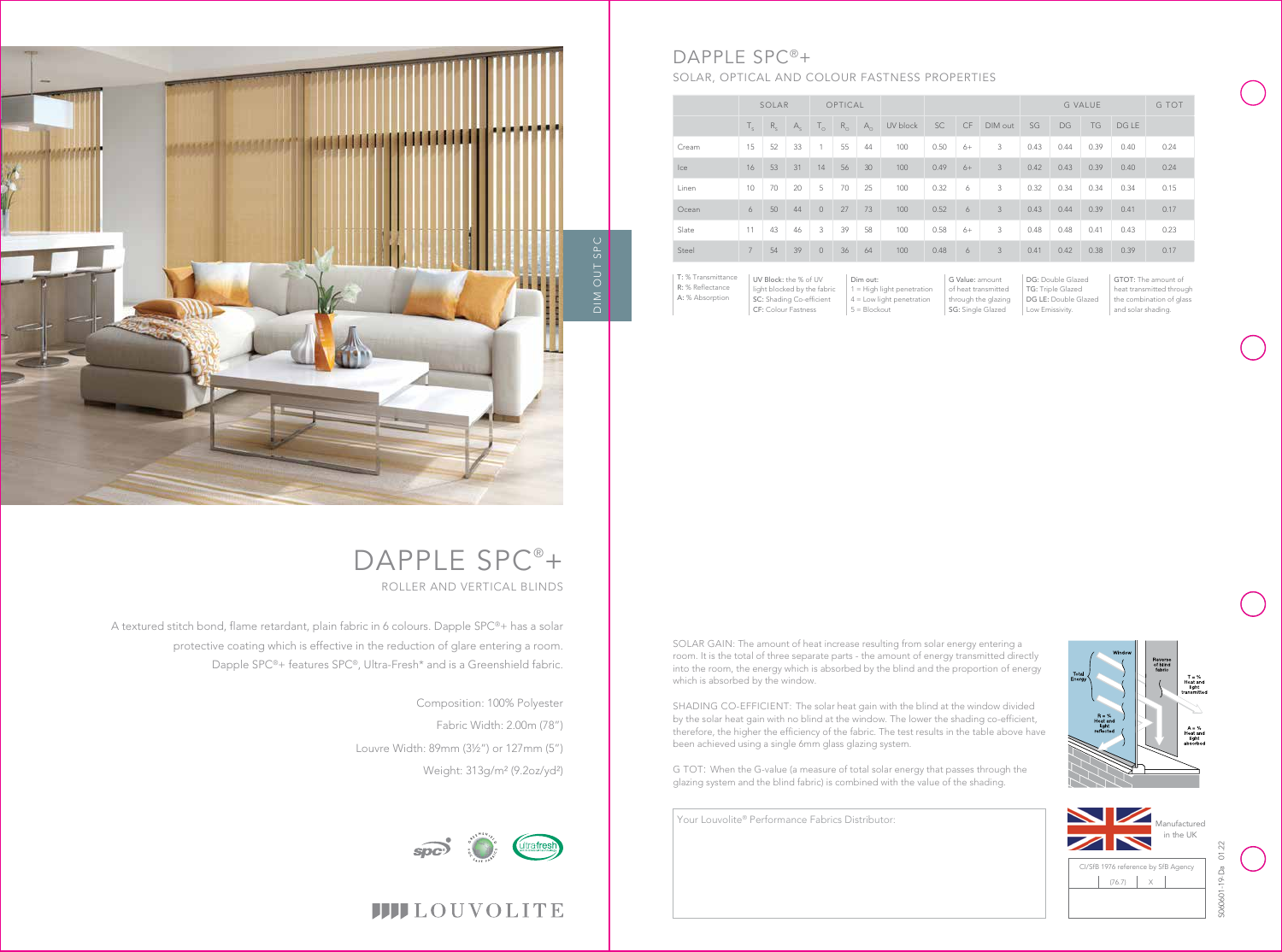# DAPPLE SPC®+

## SOLAR, OPTICAL AND COLOUR FASTNESS PROPERTIES

| | SOLAR | | | OPTICAL | | | | | | | G VALUE | | | | G TOT |
|---|---|---|---|---|---|---|---|---|---|---|---|---|---|---|---|
| | $T_S$ | $R_S$ | $A_S$ | $T_O$ | $R_O$ | $A_O$ | UV block | SC | CF | DIM out | SG | DG | TG | DG LE | |
| Cream | 15 | 52 | 33 | 1 | 55 | 44 | 100 | 0.50 | 6+ | 3 | 0.43 | 0.44 | 0.39 | 0.40 | 0.24 |
| Ice | 16 | 53 | 31 | 14 | 56 | 30 | 100 | 0.49 | 6+ | 3 | 0.42 | 0.43 | 0.39 | 0.40 | 0.24 |
| Linen | 10 | 70 | 20 | 5 | 70 | 25 | 100 | 0.32 | 6 | 3 | 0.32 | 0.34 | 0.34 | 0.34 | 0.15 |
| Ocean | 6 | 50 | 44 | 0 | 27 | 73 | 100 | 0.52 | 6 | 3 | 0.43 | 0.44 | 0.39 | 0.41 | 0.17 |
| Slate | 11 | 43 | 46 | 3 | 39 | 58 | 100 | 0.58 | 6+ | 3 | 0.48 | 0.48 | 0.41 | 0.43 | 0.23 |
| Steel | 7 | 54 | 39 | 0 | 36 | 64 | 100 | 0.48 | 6 | 3 | 0.41 | 0.42 | 0.38 | 0.39 | 0.17 |

**T:** % Transmittance
**R:** % Reflectance
**A:** % Absorption

**UV Block:** the % of UV light blocked by the fabric
**SC:** Shading Co-efficient
**CF:** Colour Fastness

**Dim out:**
1 = High light penetration
4 = Low light penetration
5 = Blockout

**G Value:** amount of heat transmitted through the glazing
**SG:** Single Glazed

**DG:** Double Glazed
**TG:** Triple Glazed
**DG LE:** Double Glazed Low Emissivity.

**GTOT:** The amount of heat transmitted through the combination of glass and solar shading.

DIM OUT SPC

# DAPPLE SPC®+

ROLLER AND VERTICAL BLINDS

A textured stitch bond, flame retardant, plain fabric in 6 colours. Dapple SPC®+ has a solar protective coating which is effective in the reduction of glare entering a room. Dapple SPC®+ features SPC®, Ultra-Fresh* and is a Greenshield fabric.

Composition: 100% Polyester
Fabric Width: 2.00m (78")
Louvre Width: 89mm (3½") or 127mm (5")
Weight: 313g/m² (9.2oz/yd²)

SOLAR GAIN: The amount of heat increase resulting from solar energy entering a room. It is the total of three separate parts - the amount of energy transmitted directly into the room, the energy which is absorbed by the blind and the proportion of energy which is absorbed by the window.

SHADING CO-EFFICIENT: The solar heat gain with the blind at the window divided by the solar heat gain with no blind at the window. The lower the shading co-efficient, therefore, the higher the efficiency of the fabric. The test results in the table above have been achieved using a single 6mm glass glazing system.

G TOT: When the G-value (a measure of total solar energy that passes through the glazing system and the blind fabric) is combined with the value of the shading.

Window — Total Energy — Reverse of blind fabric — T = % Heat and light transmitted — R = % Heat and light reflected — A = % Heat and light absorbed

Your Louvolite® Performance Fabrics Distributor:

Manufactured in the UK

CI/SfB 1976 reference by SfB Agency

| (76.7) | X |
|---|---|

LOUVOLITE

S06601-19.Da 01.22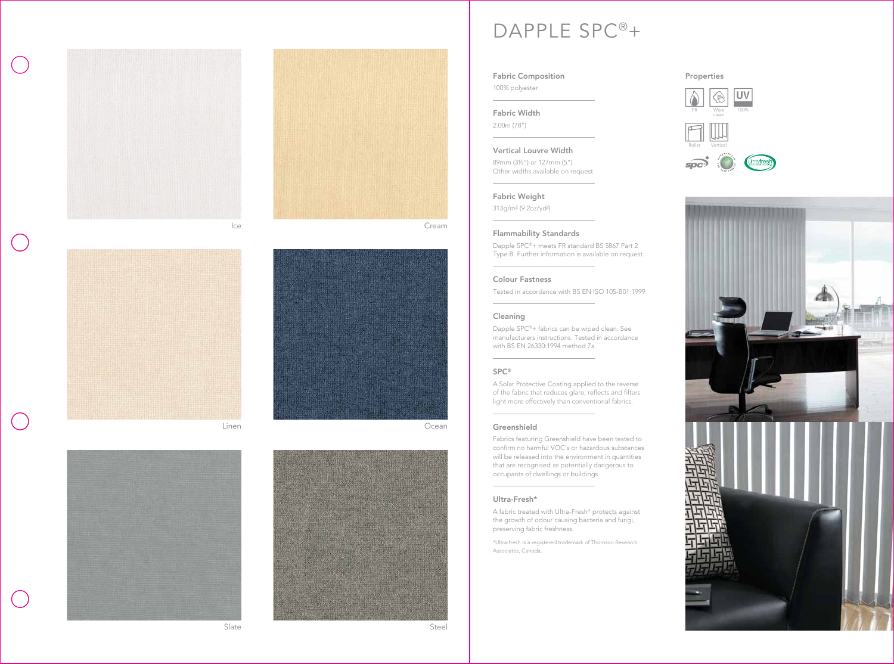Ice

Cream

Linen

Ocean

Slate

Steel

# DAPPLE SPC®+

### Fabric Composition
100% polyester

### Fabric Width
2.00m (78")

### Vertical Louvre Width
89mm (3½") or 127mm (5")
Other widths available on request

### Fabric Weight
313g/m² (9.2oz/yd²)

### Flammability Standards
Dapple SPC®+ meets FR standard BS 5867 Part 2 Type B. Further information is available on request.

### Colour Fastness
Tested in accordance with BS EN ISO 105-B01:1999

### Cleaning
Dapple SPC®+ fabrics can be wiped clean. See manufacturers instructions. Tested in accordance with BS EN 26330:1994 method 7a.

### SPC®
A Solar Protective Coating applied to the reverse of the fabric that reduces glare, reflects and filters light more effectively than conventional fabrics.

### Greenshield
Fabrics featuring Greenshield have been tested to confirm no harmful VOC's or hazardous substances will be released into the environment in quantities that are recognised as potentially dangerous to occupants of dwellings or buildings.

### Ultra-Fresh*
A fabric treated with Ultra-Fresh* protects against the growth of odour causing bacteria and fungi, preserving fabric freshness.

*Ultra-fresh is a registered trademark of Thomson Research Associates, Canada.

### Properties
FR
Wipe clean
UV 100%
Roller
Vertical